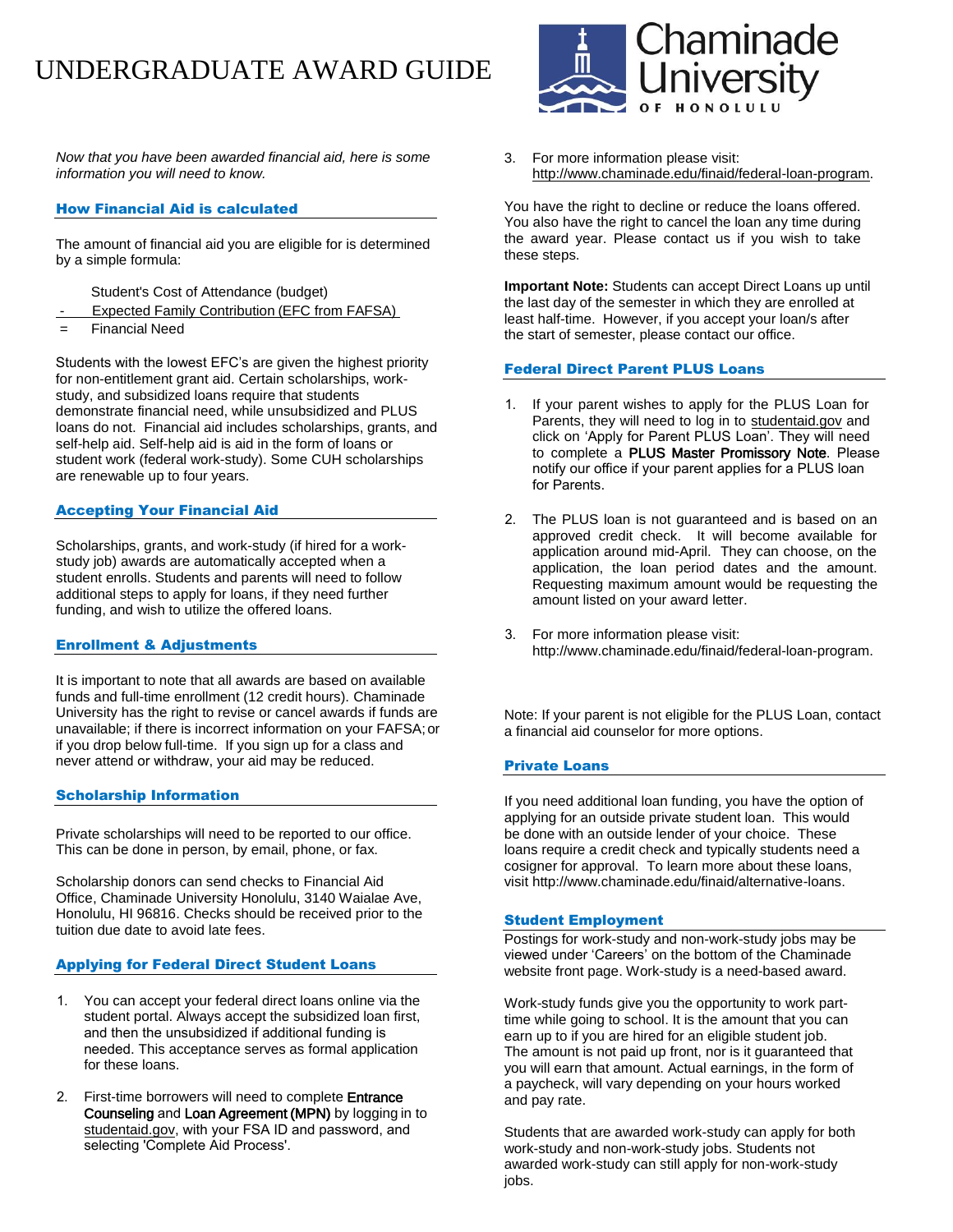# UNDERGRADUATE AWARD GUIDE

Chaminade University OF HONOLULU

*Now that you have been awarded financial aid, here is some information you will need to know.*

## How Financial Aid is calculated

The amount of financial aid you are eligible for is determined by a simple formula:

Student's Cost of Attendance (budget)
- Expected Family Contribution (EFC from FAFSA)
= Financial Need

Students with the lowest EFC's are given the highest priority for non-entitlement grant aid. Certain scholarships, work-study, and subsidized loans require that students demonstrate financial need, while unsubsidized and PLUS loans do not. Financial aid includes scholarships, grants, and self-help aid. Self-help aid is aid in the form of loans or student work (federal work-study). Some CUH scholarships are renewable up to four years.

## Accepting Your Financial Aid

Scholarships, grants, and work-study (if hired for a work-study job) awards are automatically accepted when a student enrolls. Students and parents will need to follow additional steps to apply for loans, if they need further funding, and wish to utilize the offered loans.

## Enrollment & Adjustments

It is important to note that all awards are based on available funds and full-time enrollment (12 credit hours). Chaminade University has the right to revise or cancel awards if funds are unavailable; if there is incorrect information on your FAFSA; or if you drop below full-time. If you sign up for a class and never attend or withdraw, your aid may be reduced.

## Scholarship Information

Private scholarships will need to be reported to our office. This can be done in person, by email, phone, or fax.

Scholarship donors can send checks to Financial Aid Office, Chaminade University Honolulu, 3140 Waialae Ave, Honolulu, HI 96816. Checks should be received prior to the tuition due date to avoid late fees.

## Applying for Federal Direct Student Loans

1. You can accept your federal direct loans online via the student portal. Always accept the subsidized loan first, and then the unsubsidized if additional funding is needed. This acceptance serves as formal application for these loans.

2. First-time borrowers will need to complete Entrance Counseling and Loan Agreement (MPN) by logging in to studentaid.gov, with your FSA ID and password, and selecting 'Complete Aid Process'.

3. For more information please visit: http://www.chaminade.edu/finaid/federal-loan-program.

You have the right to decline or reduce the loans offered. You also have the right to cancel the loan any time during the award year. Please contact us if you wish to take these steps.

**Important Note:** Students can accept Direct Loans up until the last day of the semester in which they are enrolled at least half-time. However, if you accept your loan/s after the start of semester, please contact our office.

## Federal Direct Parent PLUS Loans

1. If your parent wishes to apply for the PLUS Loan for Parents, they will need to log in to studentaid.gov and click on 'Apply for Parent PLUS Loan'. They will need to complete a PLUS Master Promissory Note. Please notify our office if your parent applies for a PLUS loan for Parents.

2. The PLUS loan is not guaranteed and is based on an approved credit check. It will become available for application around mid-April. They can choose, on the application, the loan period dates and the amount. Requesting maximum amount would be requesting the amount listed on your award letter.

3. For more information please visit: http://www.chaminade.edu/finaid/federal-loan-program.

Note: If your parent is not eligible for the PLUS Loan, contact a financial aid counselor for more options.

## Private Loans

If you need additional loan funding, you have the option of applying for an outside private student loan. This would be done with an outside lender of your choice. These loans require a credit check and typically students need a cosigner for approval. To learn more about these loans, visit http://www.chaminade.edu/finaid/alternative-loans.

## Student Employment

Postings for work-study and non-work-study jobs may be viewed under 'Careers' on the bottom of the Chaminade website front page. Work-study is a need-based award.

Work-study funds give you the opportunity to work part-time while going to school. It is the amount that you can earn up to if you are hired for an eligible student job. The amount is not paid up front, nor is it guaranteed that you will earn that amount. Actual earnings, in the form of a paycheck, will vary depending on your hours worked and pay rate.

Students that are awarded work-study can apply for both work-study and non-work-study jobs. Students not awarded work-study can still apply for non-work-study jobs.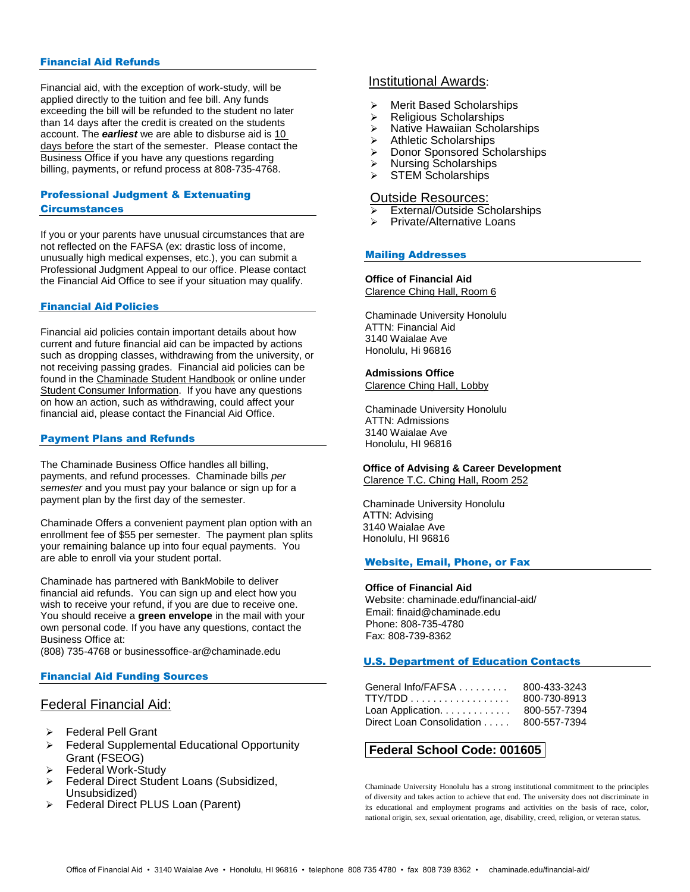## Financial Aid Refunds

Financial aid, with the exception of work-study, will be applied directly to the tuition and fee bill. Any funds exceeding the bill will be refunded to the student no later than 14 days after the credit is created on the students account. The ***earliest*** we are able to disburse aid is 10 days before the start of the semester. Please contact the Business Office if you have any questions regarding billing, payments, or refund process at 808-735-4768.

## Professional Judgment & Extenuating Circumstances

If you or your parents have unusual circumstances that are not reflected on the FAFSA (ex: drastic loss of income, unusually high medical expenses, etc.), you can submit a Professional Judgment Appeal to our office. Please contact the Financial Aid Office to see if your situation may qualify.

## Financial Aid Policies

Financial aid policies contain important details about how current and future financial aid can be impacted by actions such as dropping classes, withdrawing from the university, or not receiving passing grades. Financial aid policies can be found in the Chaminade Student Handbook or online under Student Consumer Information. If you have any questions on how an action, such as withdrawing, could affect your financial aid, please contact the Financial Aid Office.

## Payment Plans and Refunds

The Chaminade Business Office handles all billing, payments, and refund processes. Chaminade bills *per semester* and you must pay your balance or sign up for a payment plan by the first day of the semester.

Chaminade Offers a convenient payment plan option with an enrollment fee of $55 per semester. The payment plan splits your remaining balance up into four equal payments. You are able to enroll via your student portal.

Chaminade has partnered with BankMobile to deliver financial aid refunds. You can sign up and elect how you wish to receive your refund, if you are due to receive one. You should receive a **green envelope** in the mail with your own personal code. If you have any questions, contact the Business Office at:
(808) 735-4768 or businessoffice-ar@chaminade.edu

## Financial Aid Funding Sources

### Federal Financial Aid:

- Federal Pell Grant
- Federal Supplemental Educational Opportunity Grant (FSEOG)
- Federal Work-Study
- Federal Direct Student Loans (Subsidized, Unsubsidized)
- Federal Direct PLUS Loan (Parent)

### Institutional Awards:

- Merit Based Scholarships
- Religious Scholarships
- Native Hawaiian Scholarships
- Athletic Scholarships
- Donor Sponsored Scholarships
- Nursing Scholarships
- STEM Scholarships

### Outside Resources:

- External/Outside Scholarships
- Private/Alternative Loans

## Mailing Addresses

**Office of Financial Aid**
Clarence Ching Hall, Room 6

Chaminade University Honolulu
ATTN: Financial Aid
3140 Waialae Ave
Honolulu, Hi 96816

**Admissions Office**
Clarence Ching Hall, Lobby

Chaminade University Honolulu
ATTN: Admissions
3140 Waialae Ave
Honolulu, HI 96816

**Office of Advising & Career Development**
Clarence T.C. Ching Hall, Room 252

Chaminade University Honolulu
ATTN: Advising
3140 Waialae Ave
Honolulu, HI 96816

## Website, Email, Phone, or Fax

**Office of Financial Aid**
Website: chaminade.edu/financial-aid/
Email: finaid@chaminade.edu
Phone: 808-735-4780
Fax: 808-739-8362

## U.S. Department of Education Contacts

| | |
|---|---|
| General Info/FAFSA | 800-433-3243 |
| TTY/TDD | 800-730-8913 |
| Loan Application | 800-557-7394 |
| Direct Loan Consolidation | 800-557-7394 |

**Federal School Code: 001605**

Chaminade University Honolulu has a strong institutional commitment to the principles of diversity and takes action to achieve that end. The university does not discriminate in its educational and employment programs and activities on the basis of race, color, national origin, sex, sexual orientation, age, disability, creed, religion, or veteran status.

Office of Financial Aid • 3140 Waialae Ave • Honolulu, HI 96816 • telephone 808 735 4780 • fax 808 739 8362 • chaminade.edu/financial-aid/